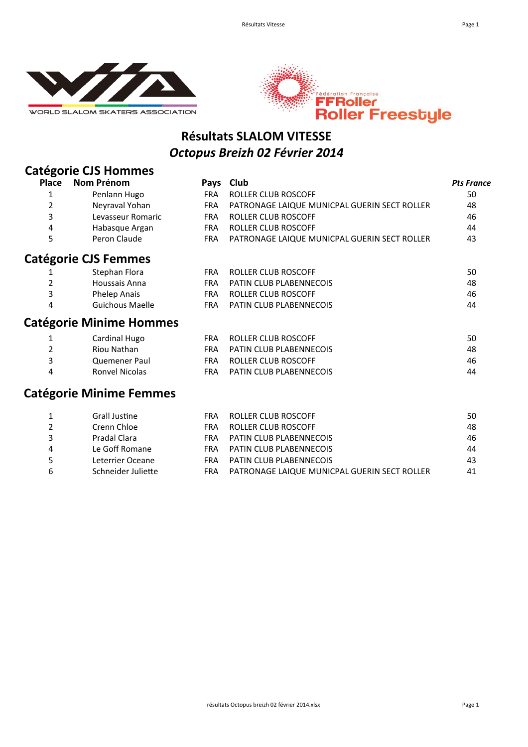# Résultats SLALOM VITESSE

## *Octopus Breizh 02 Février 2014*

### Catégorie CJS Hommes

| Place | Nom Prénom | Pays | Club | *Pts France* |
|---|---|---|---|---|
| 1 | Penlann Hugo | FRA | ROLLER CLUB ROSCOFF | 50 |
| 2 | Neyraval Yohan | FRA | PATRONAGE LAIQUE MUNICPAL GUERIN SECT ROLLER | 48 |
| 3 | Levasseur Romaric | FRA | ROLLER CLUB ROSCOFF | 46 |
| 4 | Habasque Argan | FRA | ROLLER CLUB ROSCOFF | 44 |
| 5 | Peron Claude | FRA | PATRONAGE LAIQUE MUNICPAL GUERIN SECT ROLLER | 43 |

### Catégorie CJS Femmes

| Place | Nom Prénom | Pays | Club | *Pts France* |
|---|---|---|---|---|
| 1 | Stephan Flora | FRA | ROLLER CLUB ROSCOFF | 50 |
| 2 | Houssais Anna | FRA | PATIN CLUB PLABENNECOIS | 48 |
| 3 | Phelep Anais | FRA | ROLLER CLUB ROSCOFF | 46 |
| 4 | Guichous Maelle | FRA | PATIN CLUB PLABENNECOIS | 44 |

### Catégorie Minime Hommes

| Place | Nom Prénom | Pays | Club | *Pts France* |
|---|---|---|---|---|
| 1 | Cardinal Hugo | FRA | ROLLER CLUB ROSCOFF | 50 |
| 2 | Riou Nathan | FRA | PATIN CLUB PLABENNECOIS | 48 |
| 3 | Quemener Paul | FRA | ROLLER CLUB ROSCOFF | 46 |
| 4 | Ronvel Nicolas | FRA | PATIN CLUB PLABENNECOIS | 44 |

### Catégorie Minime Femmes

| Place | Nom Prénom | Pays | Club | *Pts France* |
|---|---|---|---|---|
| 1 | Grall Justine | FRA | ROLLER CLUB ROSCOFF | 50 |
| 2 | Crenn Chloe | FRA | ROLLER CLUB ROSCOFF | 48 |
| 3 | Pradal Clara | FRA | PATIN CLUB PLABENNECOIS | 46 |
| 4 | Le Goff Romane | FRA | PATIN CLUB PLABENNECOIS | 44 |
| 5 | Leterrier Oceane | FRA | PATIN CLUB PLABENNECOIS | 43 |
| 6 | Schneider Juliette | FRA | PATRONAGE LAIQUE MUNICPAL GUERIN SECT ROLLER | 41 |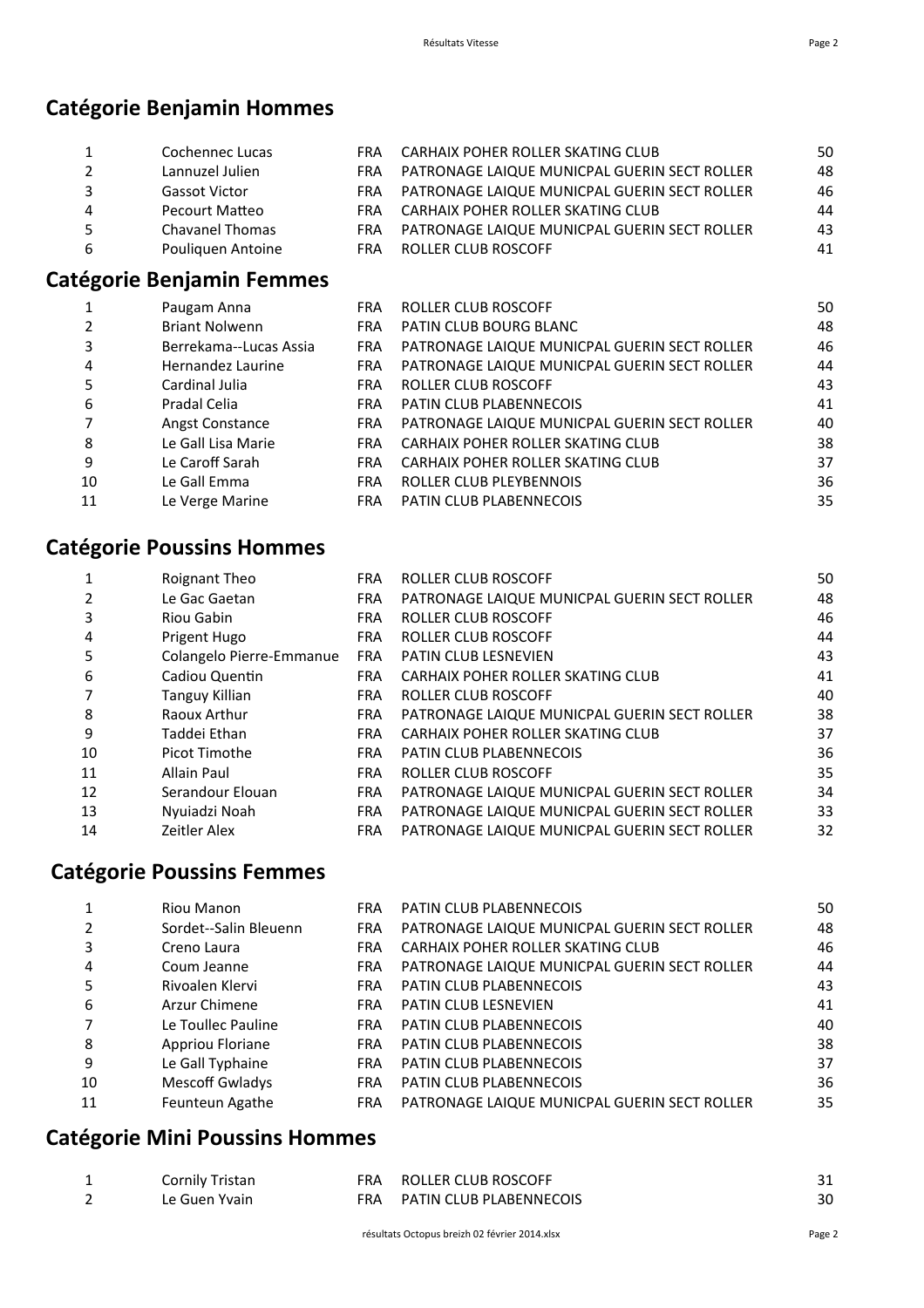## Catégorie Benjamin Hommes

| | | | | |
|---|---|---|---|---|
| 1 | Cochennec Lucas | FRA | CARHAIX POHER ROLLER SKATING CLUB | 50 |
| 2 | Lannuzel Julien | FRA | PATRONAGE LAIQUE MUNICPAL GUERIN SECT ROLLER | 48 |
| 3 | Gassot Victor | FRA | PATRONAGE LAIQUE MUNICPAL GUERIN SECT ROLLER | 46 |
| 4 | Pecourt Matteo | FRA | CARHAIX POHER ROLLER SKATING CLUB | 44 |
| 5 | Chavanel Thomas | FRA | PATRONAGE LAIQUE MUNICPAL GUERIN SECT ROLLER | 43 |
| 6 | Pouliquen Antoine | FRA | ROLLER CLUB ROSCOFF | 41 |

## Catégorie Benjamin Femmes

| | | | | |
|---|---|---|---|---|
| 1 | Paugam Anna | FRA | ROLLER CLUB ROSCOFF | 50 |
| 2 | Briant Nolwenn | FRA | PATIN CLUB BOURG BLANC | 48 |
| 3 | Berrekama--Lucas Assia | FRA | PATRONAGE LAIQUE MUNICPAL GUERIN SECT ROLLER | 46 |
| 4 | Hernandez Laurine | FRA | PATRONAGE LAIQUE MUNICPAL GUERIN SECT ROLLER | 44 |
| 5 | Cardinal Julia | FRA | ROLLER CLUB ROSCOFF | 43 |
| 6 | Pradal Celia | FRA | PATIN CLUB PLABENNECOIS | 41 |
| 7 | Angst Constance | FRA | PATRONAGE LAIQUE MUNICPAL GUERIN SECT ROLLER | 40 |
| 8 | Le Gall Lisa Marie | FRA | CARHAIX POHER ROLLER SKATING CLUB | 38 |
| 9 | Le Caroff Sarah | FRA | CARHAIX POHER ROLLER SKATING CLUB | 37 |
| 10 | Le Gall Emma | FRA | ROLLER CLUB PLEYBENNOIS | 36 |
| 11 | Le Verge Marine | FRA | PATIN CLUB PLABENNECOIS | 35 |

## Catégorie Poussins Hommes

| | | | | |
|---|---|---|---|---|
| 1 | Roignant Theo | FRA | ROLLER CLUB ROSCOFF | 50 |
| 2 | Le Gac Gaetan | FRA | PATRONAGE LAIQUE MUNICPAL GUERIN SECT ROLLER | 48 |
| 3 | Riou Gabin | FRA | ROLLER CLUB ROSCOFF | 46 |
| 4 | Prigent Hugo | FRA | ROLLER CLUB ROSCOFF | 44 |
| 5 | Colangelo Pierre-Emmanue | FRA | PATIN CLUB LESNEVIEN | 43 |
| 6 | Cadiou Quentin | FRA | CARHAIX POHER ROLLER SKATING CLUB | 41 |
| 7 | Tanguy Killian | FRA | ROLLER CLUB ROSCOFF | 40 |
| 8 | Raoux Arthur | FRA | PATRONAGE LAIQUE MUNICPAL GUERIN SECT ROLLER | 38 |
| 9 | Taddei Ethan | FRA | CARHAIX POHER ROLLER SKATING CLUB | 37 |
| 10 | Picot Timothe | FRA | PATIN CLUB PLABENNECOIS | 36 |
| 11 | Allain Paul | FRA | ROLLER CLUB ROSCOFF | 35 |
| 12 | Serandour Elouan | FRA | PATRONAGE LAIQUE MUNICPAL GUERIN SECT ROLLER | 34 |
| 13 | Nyuiadzi Noah | FRA | PATRONAGE LAIQUE MUNICPAL GUERIN SECT ROLLER | 33 |
| 14 | Zeitler Alex | FRA | PATRONAGE LAIQUE MUNICPAL GUERIN SECT ROLLER | 32 |

## Catégorie Poussins Femmes

| | | | | |
|---|---|---|---|---|
| 1 | Riou Manon | FRA | PATIN CLUB PLABENNECOIS | 50 |
| 2 | Sordet--Salin Bleuenn | FRA | PATRONAGE LAIQUE MUNICPAL GUERIN SECT ROLLER | 48 |
| 3 | Creno Laura | FRA | CARHAIX POHER ROLLER SKATING CLUB | 46 |
| 4 | Coum Jeanne | FRA | PATRONAGE LAIQUE MUNICPAL GUERIN SECT ROLLER | 44 |
| 5 | Rivoalen Klervi | FRA | PATIN CLUB PLABENNECOIS | 43 |
| 6 | Arzur Chimene | FRA | PATIN CLUB LESNEVIEN | 41 |
| 7 | Le Toullec Pauline | FRA | PATIN CLUB PLABENNECOIS | 40 |
| 8 | Appriou Floriane | FRA | PATIN CLUB PLABENNECOIS | 38 |
| 9 | Le Gall Typhaine | FRA | PATIN CLUB PLABENNECOIS | 37 |
| 10 | Mescoff Gwladys | FRA | PATIN CLUB PLABENNECOIS | 36 |
| 11 | Feunteun Agathe | FRA | PATRONAGE LAIQUE MUNICPAL GUERIN SECT ROLLER | 35 |

## Catégorie Mini Poussins Hommes

| | | | | |
|---|---|---|---|---|
| 1 | Cornily Tristan | FRA | ROLLER CLUB ROSCOFF | 31 |
| 2 | Le Guen Yvain | FRA | PATIN CLUB PLABENNECOIS | 30 |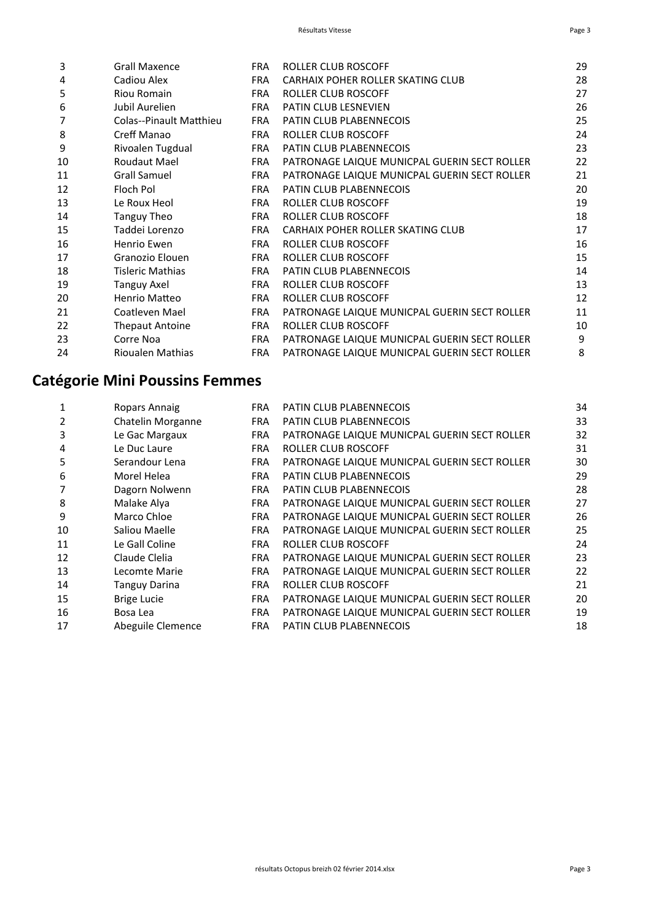| | | | | |
|---|---|---|---|---|
| 3 | Grall Maxence | FRA | ROLLER CLUB ROSCOFF | 29 |
| 4 | Cadiou Alex | FRA | CARHAIX POHER ROLLER SKATING CLUB | 28 |
| 5 | Riou Romain | FRA | ROLLER CLUB ROSCOFF | 27 |
| 6 | Jubil Aurelien | FRA | PATIN CLUB LESNEVIEN | 26 |
| 7 | Colas--Pinault Matthieu | FRA | PATIN CLUB PLABENNECOIS | 25 |
| 8 | Creff Manao | FRA | ROLLER CLUB ROSCOFF | 24 |
| 9 | Rivoalen Tugdual | FRA | PATIN CLUB PLABENNECOIS | 23 |
| 10 | Roudaut Mael | FRA | PATRONAGE LAIQUE MUNICPAL GUERIN SECT ROLLER | 22 |
| 11 | Grall Samuel | FRA | PATRONAGE LAIQUE MUNICPAL GUERIN SECT ROLLER | 21 |
| 12 | Floch Pol | FRA | PATIN CLUB PLABENNECOIS | 20 |
| 13 | Le Roux Heol | FRA | ROLLER CLUB ROSCOFF | 19 |
| 14 | Tanguy Theo | FRA | ROLLER CLUB ROSCOFF | 18 |
| 15 | Taddei Lorenzo | FRA | CARHAIX POHER ROLLER SKATING CLUB | 17 |
| 16 | Henrio Ewen | FRA | ROLLER CLUB ROSCOFF | 16 |
| 17 | Granozio Elouen | FRA | ROLLER CLUB ROSCOFF | 15 |
| 18 | Tisleric Mathias | FRA | PATIN CLUB PLABENNECOIS | 14 |
| 19 | Tanguy Axel | FRA | ROLLER CLUB ROSCOFF | 13 |
| 20 | Henrio Matteo | FRA | ROLLER CLUB ROSCOFF | 12 |
| 21 | Coatleven Mael | FRA | PATRONAGE LAIQUE MUNICPAL GUERIN SECT ROLLER | 11 |
| 22 | Thepaut Antoine | FRA | ROLLER CLUB ROSCOFF | 10 |
| 23 | Corre Noa | FRA | PATRONAGE LAIQUE MUNICPAL GUERIN SECT ROLLER | 9 |
| 24 | Rioualen Mathias | FRA | PATRONAGE LAIQUE MUNICPAL GUERIN SECT ROLLER | 8 |

## Catégorie Mini Poussins Femmes

| | | | | |
|---|---|---|---|---|
| 1 | Ropars Annaig | FRA | PATIN CLUB PLABENNECOIS | 34 |
| 2 | Chatelin Morganne | FRA | PATIN CLUB PLABENNECOIS | 33 |
| 3 | Le Gac Margaux | FRA | PATRONAGE LAIQUE MUNICPAL GUERIN SECT ROLLER | 32 |
| 4 | Le Duc Laure | FRA | ROLLER CLUB ROSCOFF | 31 |
| 5 | Serandour Lena | FRA | PATRONAGE LAIQUE MUNICPAL GUERIN SECT ROLLER | 30 |
| 6 | Morel Helea | FRA | PATIN CLUB PLABENNECOIS | 29 |
| 7 | Dagorn Nolwenn | FRA | PATIN CLUB PLABENNECOIS | 28 |
| 8 | Malake Alya | FRA | PATRONAGE LAIQUE MUNICPAL GUERIN SECT ROLLER | 27 |
| 9 | Marco Chloe | FRA | PATRONAGE LAIQUE MUNICPAL GUERIN SECT ROLLER | 26 |
| 10 | Saliou Maelle | FRA | PATRONAGE LAIQUE MUNICPAL GUERIN SECT ROLLER | 25 |
| 11 | Le Gall Coline | FRA | ROLLER CLUB ROSCOFF | 24 |
| 12 | Claude Clelia | FRA | PATRONAGE LAIQUE MUNICPAL GUERIN SECT ROLLER | 23 |
| 13 | Lecomte Marie | FRA | PATRONAGE LAIQUE MUNICPAL GUERIN SECT ROLLER | 22 |
| 14 | Tanguy Darina | FRA | ROLLER CLUB ROSCOFF | 21 |
| 15 | Brige Lucie | FRA | PATRONAGE LAIQUE MUNICPAL GUERIN SECT ROLLER | 20 |
| 16 | Bosa Lea | FRA | PATRONAGE LAIQUE MUNICPAL GUERIN SECT ROLLER | 19 |
| 17 | Abeguile Clemence | FRA | PATIN CLUB PLABENNECOIS | 18 |